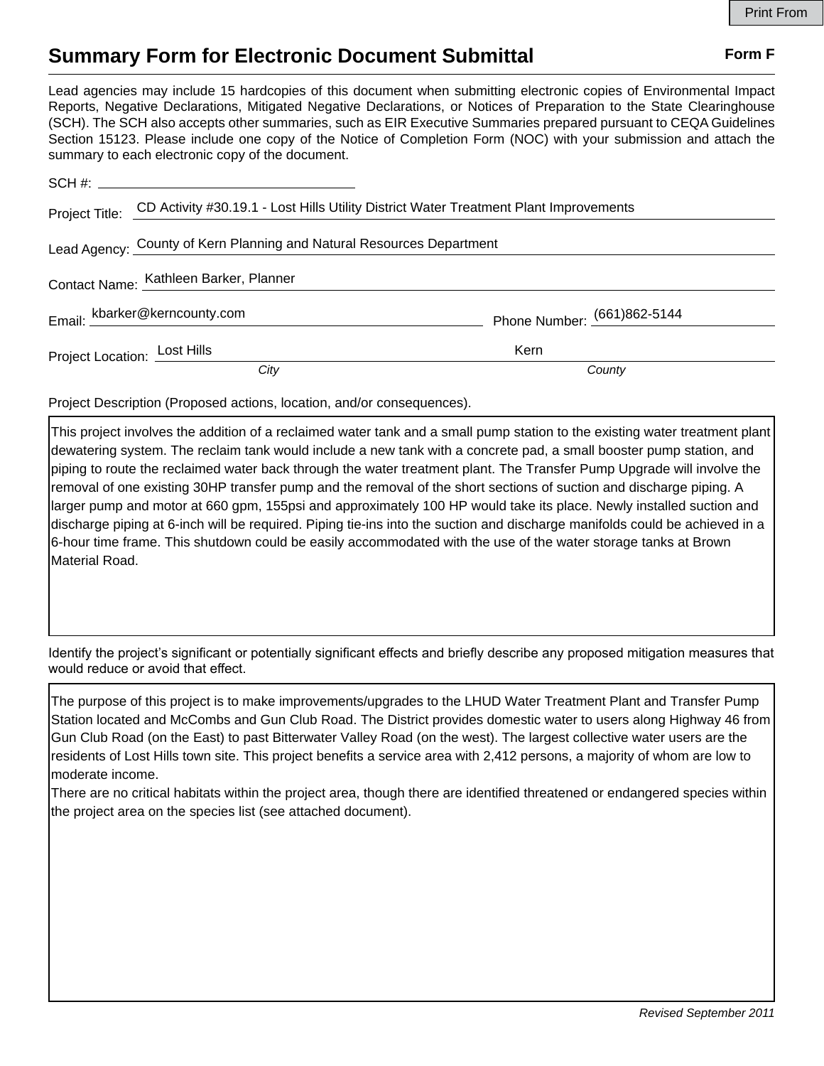# Summary Form for Electronic Document Submittal

**Form F**

Lead agencies may include 15 hardcopies of this document when submitting electronic copies of Environmental Impact Reports, Negative Declarations, Mitigated Negative Declarations, or Notices of Preparation to the State Clearinghouse (SCH). The SCH also accepts other summaries, such as EIR Executive Summaries prepared pursuant to CEQA Guidelines Section 15123. Please include one copy of the Notice of Completion Form (NOC) with your submission and attach the summary to each electronic copy of the document.

SCH #: ____________________

Project Title: CD Activity #30.19.1 - Lost Hills Utility District Water Treatment Plant Improvements

Lead Agency: County of Kern Planning and Natural Resources Department

Contact Name: Kathleen Barker, Planner

Email: kbarker@kerncounty.com

Phone Number: (661)862-5144

Project Location: Lost Hills (*City*), Kern (*County*)

Project Description (Proposed actions, location, and/or consequences).

This project involves the addition of a reclaimed water tank and a small pump station to the existing water treatment plant dewatering system. The reclaim tank would include a new tank with a concrete pad, a small booster pump station, and piping to route the reclaimed water back through the water treatment plant. The Transfer Pump Upgrade will involve the removal of one existing 30HP transfer pump and the removal of the short sections of suction and discharge piping. A larger pump and motor at 660 gpm, 155psi and approximately 100 HP would take its place. Newly installed suction and discharge piping at 6-inch will be required. Piping tie-ins into the suction and discharge manifolds could be achieved in a 6-hour time frame. This shutdown could be easily accommodated with the use of the water storage tanks at Brown Material Road.

Identify the project's significant or potentially significant effects and briefly describe any proposed mitigation measures that would reduce or avoid that effect.

The purpose of this project is to make improvements/upgrades to the LHUD Water Treatment Plant and Transfer Pump Station located and McCombs and Gun Club Road. The District provides domestic water to users along Highway 46 from Gun Club Road (on the East) to past Bitterwater Valley Road (on the west). The largest collective water users are the residents of Lost Hills town site. This project benefits a service area with 2,412 persons, a majority of whom are low to moderate income.

There are no critical habitats within the project area, though there are identified threatened or endangered species within the project area on the species list (see attached document).

*Revised September 2011*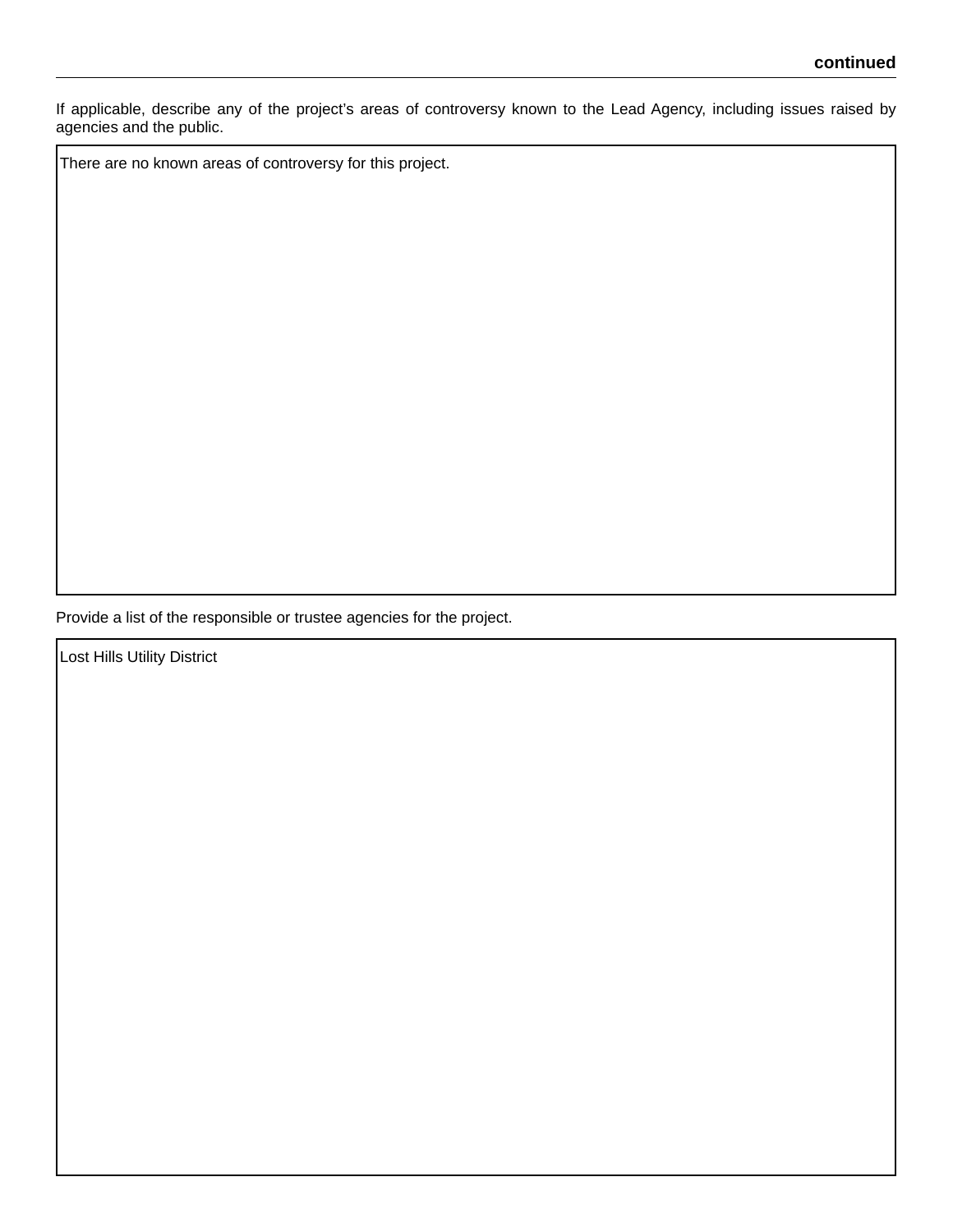**continued**

If applicable, describe any of the project's areas of controversy known to the Lead Agency, including issues raised by agencies and the public.

There are no known areas of controversy for this project.

Provide a list of the responsible or trustee agencies for the project.

Lost Hills Utility District